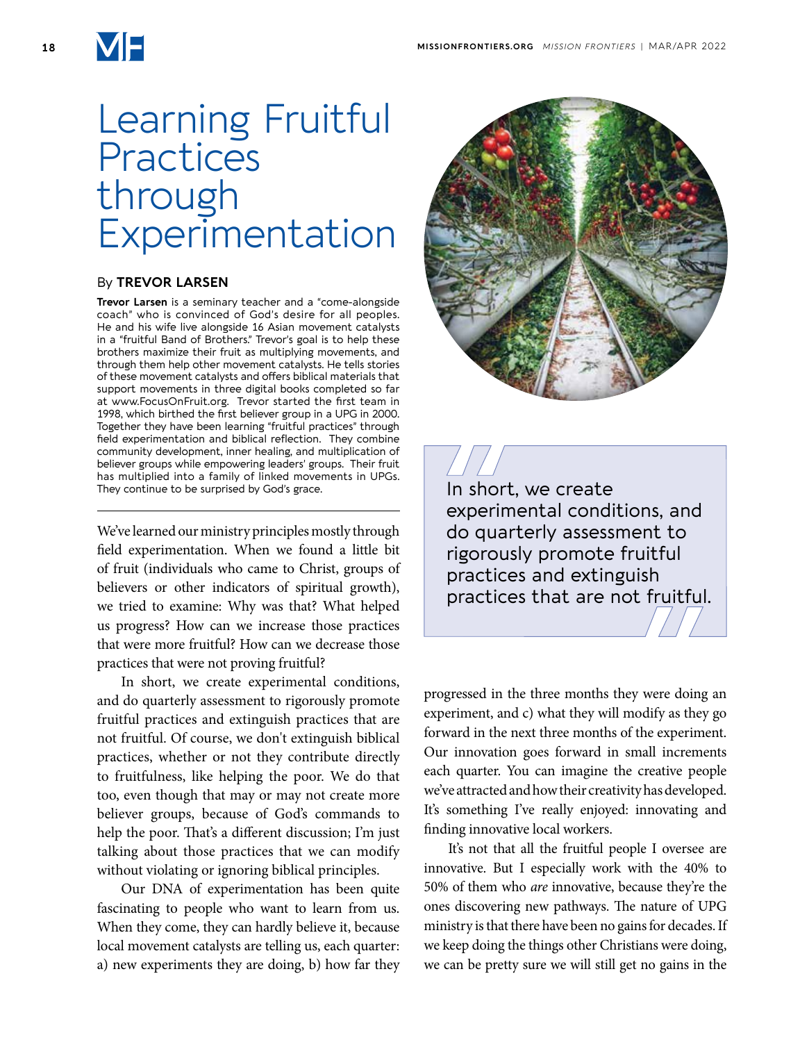// Learning Fruitful Practices through Experimentation

By **TREVOR LARSEN**

**Trevor Larsen** is a seminary teacher and a "come-alongside coach" who is convinced of God's desire for all peoples. He and his wife live alongside 16 Asian movement catalysts in a "fruitful Band of Brothers." Trevor's goal is to help these brothers maximize their fruit as multiplying movements, and through them help other movement catalysts. He tells stories of these movement catalysts and offers biblical materials that support movements in three digital books completed so far at www.FocusOnFruit.org. Trevor started the first team in 1998, which birthed the first believer group in a UPG in 2000. Together they have been learning "fruitful practices" through field experimentation and biblical reflection. They combine community development, inner healing, and multiplication of believer groups while empowering leaders' groups. Their fruit has multiplied into a family of linked movements in UPGs. They continue to be surprised by God's grace.

We've learned our ministry principles mostly through field experimentation. When we found a little bit of fruit (individuals who came to Christ, groups of believers or other indicators of spiritual growth), we tried to examine: Why was that? What helped us progress? How can we increase those practices that were more fruitful? How can we decrease those practices that were not proving fruitful?

In short, we create experimental conditions, and do quarterly assessment to rigorously promote fruitful practices and extinguish practices that are not fruitful. Of course, we don't extinguish biblical practices, whether or not they contribute directly to fruitfulness, like helping the poor. We do that too, even though that may or may not create more believer groups, because of God's commands to help the poor. That's a different discussion; I'm just talking about those practices that we can modify without violating or ignoring biblical principles.

Our DNA of experimentation has been quite fascinating to people who want to learn from us. When they come, they can hardly believe it, because local movement catalysts are telling us, each quarter: a) new experiments they are doing, b) how far they progressed in the three months they were doing an experiment, and c) what they will modify as they go forward in the next three months of the experiment. Our innovation goes forward in small increments each quarter. You can imagine the creative people we've attracted and how their creativity has developed. It's something I've really enjoyed: innovating and finding innovative local workers.

> In short, we create experimental conditions, and do quarterly assessment to rigorously promote fruitful practices and extinguish practices that are not fruitful.

It's not that all the fruitful people I oversee are innovative. But I especially work with the 40% to 50% of them who *are* innovative, because they're the ones discovering new pathways. The nature of UPG ministry is that there have been no gains for decades. If we keep doing the things other Christians were doing, we can be pretty sure we will still get no gains in the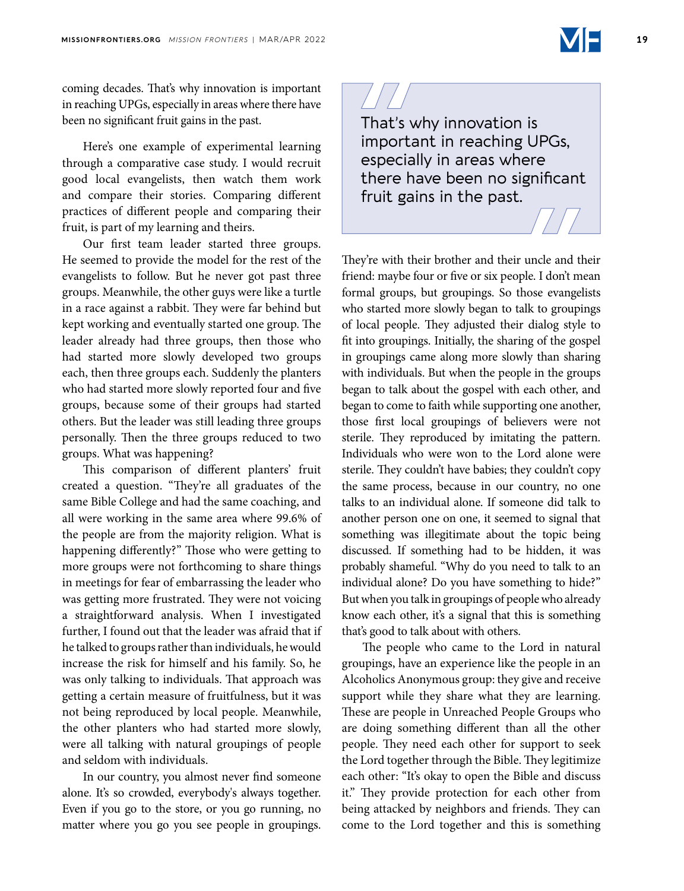coming decades. That's why innovation is important in reaching UPGs, especially in areas where there have been no significant fruit gains in the past.

Here's one example of experimental learning through a comparative case study. I would recruit good local evangelists, then watch them work and compare their stories. Comparing different practices of different people and comparing their fruit, is part of my learning and theirs.

Our first team leader started three groups. He seemed to provide the model for the rest of the evangelists to follow. But he never got past three groups. Meanwhile, the other guys were like a turtle in a race against a rabbit. They were far behind but kept working and eventually started one group. The leader already had three groups, then those who had started more slowly developed two groups each, then three groups each. Suddenly the planters who had started more slowly reported four and five groups, because some of their groups had started others. But the leader was still leading three groups personally. Then the three groups reduced to two groups. What was happening?

This comparison of different planters' fruit created a question. "They're all graduates of the same Bible College and had the same coaching, and all were working in the same area where 99.6% of the people are from the majority religion. What is happening differently?" Those who were getting to more groups were not forthcoming to share things in meetings for fear of embarrassing the leader who was getting more frustrated. They were not voicing a straightforward analysis. When I investigated further, I found out that the leader was afraid that if he talked to groups rather than individuals, he would increase the risk for himself and his family. So, he was only talking to individuals. That approach was getting a certain measure of fruitfulness, but it was not being reproduced by local people. Meanwhile, the other planters who had started more slowly, were all talking with natural groupings of people and seldom with individuals.

In our country, you almost never find someone alone. It's so crowded, everybody's always together. Even if you go to the store, or you go running, no matter where you go you see people in groupings.

> That's why innovation is important in reaching UPGs, especially in areas where there have been no significant fruit gains in the past.

They're with their brother and their uncle and their friend: maybe four or five or six people. I don't mean formal groups, but groupings. So those evangelists who started more slowly began to talk to groupings of local people. They adjusted their dialog style to fit into groupings. Initially, the sharing of the gospel in groupings came along more slowly than sharing with individuals. But when the people in the groups began to talk about the gospel with each other, and began to come to faith while supporting one another, those first local groupings of believers were not sterile. They reproduced by imitating the pattern. Individuals who were won to the Lord alone were sterile. They couldn't have babies; they couldn't copy the same process, because in our country, no one talks to an individual alone. If someone did talk to another person one on one, it seemed to signal that something was illegitimate about the topic being discussed. If something had to be hidden, it was probably shameful. "Why do you need to talk to an individual alone? Do you have something to hide?" But when you talk in groupings of people who already know each other, it's a signal that this is something that's good to talk about with others.

The people who came to the Lord in natural groupings, have an experience like the people in an Alcoholics Anonymous group: they give and receive support while they share what they are learning. These are people in Unreached People Groups who are doing something different than all the other people. They need each other for support to seek the Lord together through the Bible. They legitimize each other: "It's okay to open the Bible and discuss it." They provide protection for each other from being attacked by neighbors and friends. They can come to the Lord together and this is something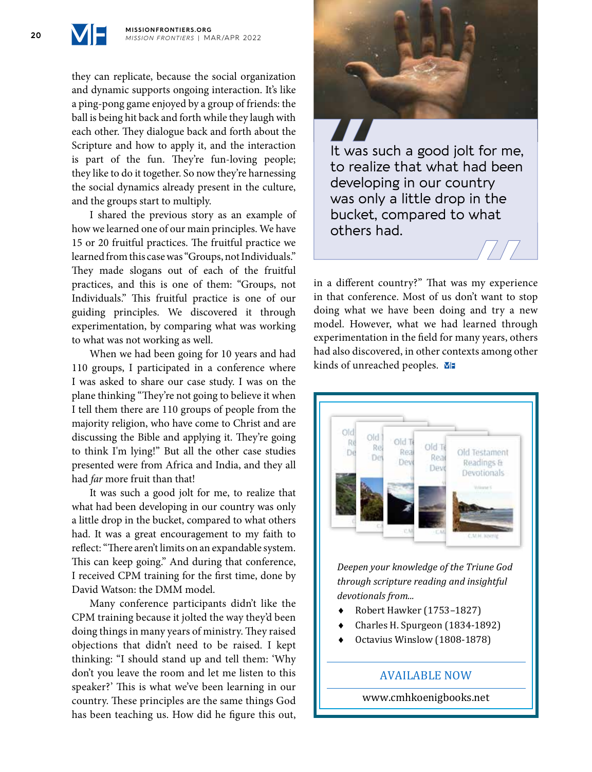they can replicate, because the social organization and dynamic supports ongoing interaction. It's like a ping-pong game enjoyed by a group of friends: the ball is being hit back and forth while they laugh with each other. They dialogue back and forth about the Scripture and how to apply it, and the interaction is part of the fun. They're fun-loving people; they like to do it together. So now they're harnessing the social dynamics already present in the culture, and the groups start to multiply.

I shared the previous story as an example of how we learned one of our main principles. We have 15 or 20 fruitful practices. The fruitful practice we learned from this case was "Groups, not Individuals." They made slogans out of each of the fruitful practices, and this is one of them: "Groups, not Individuals." This fruitful practice is one of our guiding principles. We discovered it through experimentation, by comparing what was working to what was not working as well.

When we had been going for 10 years and had 110 groups, I participated in a conference where I was asked to share our case study. I was on the plane thinking "They're not going to believe it when I tell them there are 110 groups of people from the majority religion, who have come to Christ and are discussing the Bible and applying it. They're going to think I'm lying!" But all the other case studies presented were from Africa and India, and they all had *far* more fruit than that!

It was such a good jolt for me, to realize that what had been developing in our country was only a little drop in the bucket, compared to what others had. It was a great encouragement to my faith to reflect: "There aren't limits on an expandable system. This can keep going." And during that conference, I received CPM training for the first time, done by David Watson: the DMM model.

Many conference participants didn't like the CPM training because it jolted the way they'd been doing things in many years of ministry. They raised objections that didn't need to be raised. I kept thinking: "I should stand up and tell them: 'Why don't you leave the room and let me listen to this speaker?' This is what we've been learning in our country. These principles are the same things God has been teaching us. How did he figure this out, in a different country?" That was my experience in that conference. Most of us don't want to stop doing what we have been doing and try a new model. However, what we had learned through experimentation in the field for many years, others had also discovered, in other contexts among other kinds of unreached peoples.

> It was such a good jolt for me, to realize that what had been developing in our country was only a little drop in the bucket, compared to what others had.

---

*Deepen your knowledge of the Triune God through scripture reading and insightful devotionals from...*

- Robert Hawker (1753–1827)
- Charles H. Spurgeon (1834-1892)
- Octavius Winslow (1808-1878)

AVAILABLE NOW

www.cmhkoenigbooks.net